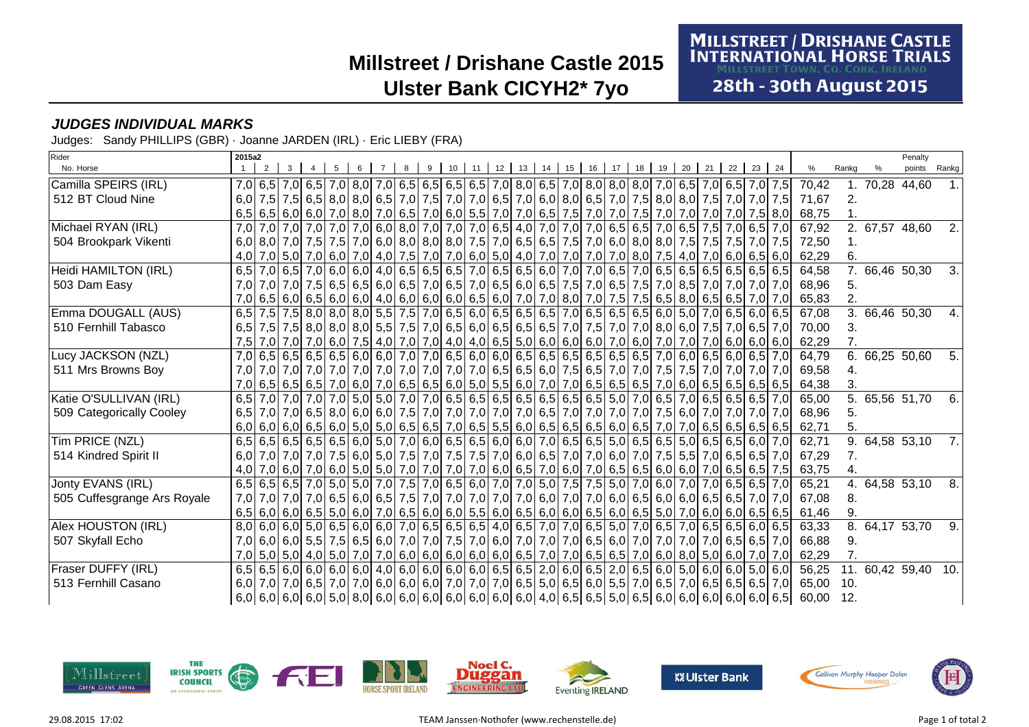# Millstreet / Drishane Castle 2015

# Ulster Bank CICYH2* 7yo

**MILLSTREET / DRISHANE CASTLE INTERNATIONAL HORSE TRIALS**
MILLSTREET TOWN, CO. CORK, IRELAND
**28th - 30th August 2015**

### *JUDGES INDIVIDUAL MARKS*

Judges: Sandy PHILLIPS (GBR) · Joanne JARDEN (IRL) · Eric LIEBY (FRA)

| Rider / No. Horse | 1 | 2 | 3 | 4 | 5 | 6 | 7 | 8 | 9 | 10 | 11 | 12 | 13 | 14 | 15 | 16 | 17 | 18 | 19 | 20 | 21 | 22 | 23 | 24 | % | Rankg | % | Penalty points | Rankg |
|---|---|---|---|---|---|---|---|---|---|---|---|---|---|---|---|---|---|---|---|---|---|---|---|---|---|---|---|---|---|
| Camilla SPEIRS (IRL) | 7,0 | 6,5 | 7,0 | 6,5 | 7,0 | 8,0 | 7,0 | 6,5 | 6,5 | 6,5 | 6,5 | 7,0 | 8,0 | 6,5 | 7,0 | 8,0 | 8,0 | 8,0 | 7,0 | 6,5 | 7,0 | 6,5 | 7,0 | 7,5 | 70,42 | 1. | 70,28 | 44,60 | 1. |
| 512 BT Cloud Nine | 6,0 | 7,5 | 7,5 | 6,5 | 8,0 | 8,0 | 6,5 | 7,0 | 7,5 | 7,0 | 7,0 | 6,5 | 7,0 | 6,0 | 8,0 | 6,5 | 7,0 | 7,5 | 8,0 | 8,0 | 7,5 | 7,0 | 7,0 | 7,5 | 71,67 | 2. | | | |
| | 6,5 | 6,5 | 6,0 | 6,0 | 7,0 | 8,0 | 7,0 | 6,5 | 7,0 | 6,0 | 5,5 | 7,0 | 7,0 | 6,5 | 7,5 | 7,0 | 7,0 | 7,5 | 7,0 | 7,0 | 7,0 | 7,0 | 7,5 | 8,0 | 68,75 | 1. | | | |
| Michael RYAN (IRL) | 7,0 | 7,0 | 7,0 | 7,0 | 7,0 | 7,0 | 6,0 | 8,0 | 7,0 | 7,0 | 7,0 | 6,5 | 4,0 | 7,0 | 7,0 | 7,0 | 6,5 | 6,5 | 7,0 | 6,5 | 7,5 | 7,0 | 6,5 | 7,0 | 67,92 | 2. | 67,57 | 48,60 | 2. |
| 504 Brookpark Vikenti | 6,0 | 8,0 | 7,0 | 7,5 | 7,5 | 7,0 | 6,0 | 8,0 | 8,0 | 8,0 | 7,5 | 7,0 | 6,5 | 6,5 | 7,5 | 7,0 | 6,0 | 8,0 | 8,0 | 7,5 | 7,5 | 7,5 | 7,0 | 7,5 | 72,50 | 1. | | | |
| | 4,0 | 7,0 | 5,0 | 7,0 | 6,0 | 7,0 | 4,0 | 7,5 | 7,0 | 7,0 | 6,0 | 5,0 | 4,0 | 7,0 | 7,0 | 7,0 | 7,0 | 8,0 | 7,5 | 4,0 | 7,0 | 6,0 | 6,5 | 6,0 | 62,29 | 6. | | | |
| Heidi HAMILTON (IRL) | 6,5 | 7,0 | 6,5 | 7,0 | 6,0 | 6,0 | 4,0 | 6,5 | 6,5 | 6,5 | 7,0 | 6,5 | 6,5 | 6,0 | 7,0 | 7,0 | 6,5 | 7,0 | 6,5 | 6,5 | 6,5 | 6,5 | 6,5 | 6,5 | 64,58 | 7. | 66,46 | 50,30 | 3. |
| 503 Dam Easy | 7,0 | 7,0 | 7,0 | 7,5 | 6,5 | 6,5 | 6,0 | 6,5 | 7,0 | 6,5 | 7,0 | 6,5 | 6,0 | 6,5 | 7,5 | 7,0 | 6,5 | 7,5 | 7,0 | 8,5 | 7,0 | 7,0 | 7,0 | 7,0 | 68,96 | 5. | | | |
| | 7,0 | 6,5 | 6,0 | 6,5 | 6,0 | 6,0 | 4,0 | 6,0 | 6,0 | 6,0 | 6,5 | 6,0 | 7,0 | 7,0 | 8,0 | 7,0 | 7,5 | 7,5 | 6,5 | 8,0 | 6,5 | 6,5 | 7,0 | 7,0 | 65,83 | 2. | | | |
| Emma DOUGALL (AUS) | 6,5 | 7,5 | 7,5 | 8,0 | 8,0 | 8,0 | 5,5 | 7,5 | 7,0 | 6,5 | 6,0 | 6,5 | 6,5 | 6,5 | 7,0 | 6,5 | 6,5 | 6,5 | 6,0 | 5,0 | 7,0 | 6,5 | 6,0 | 6,5 | 67,08 | 3. | 66,46 | 50,30 | 4. |
| 510 Fernhill Tabasco | 6,5 | 7,5 | 7,5 | 8,0 | 8,0 | 8,0 | 5,5 | 7,5 | 7,0 | 6,5 | 6,0 | 6,5 | 6,5 | 6,5 | 7,0 | 7,5 | 7,0 | 7,0 | 8,0 | 6,0 | 7,5 | 7,0 | 6,5 | 7,0 | 70,00 | 3. | | | |
| | 7,5 | 7,0 | 7,0 | 7,0 | 6,0 | 7,5 | 4,0 | 7,0 | 7,0 | 4,0 | 4,0 | 6,5 | 5,0 | 6,0 | 6,0 | 6,0 | 7,0 | 6,0 | 7,0 | 7,0 | 7,0 | 6,0 | 6,0 | 6,0 | 62,29 | 7. | | | |
| Lucy JACKSON (NZL) | 7,0 | 6,5 | 6,5 | 6,5 | 6,5 | 6,0 | 6,0 | 7,0 | 7,0 | 6,5 | 6,0 | 6,0 | 6,5 | 6,5 | 6,5 | 6,5 | 6,5 | 6,5 | 7,0 | 6,0 | 6,5 | 6,0 | 6,5 | 7,0 | 64,79 | 6. | 66,25 | 50,60 | 5. |
| 511 Mrs Browns Boy | 7,0 | 7,0 | 7,0 | 7,0 | 7,0 | 7,0 | 7,0 | 7,0 | 7,0 | 7,0 | 7,0 | 6,5 | 6,5 | 6,0 | 7,5 | 6,5 | 7,0 | 7,0 | 7,5 | 7,5 | 7,0 | 7,0 | 7,0 | 7,0 | 69,58 | 4. | | | |
| | 7,0 | 6,5 | 6,5 | 6,5 | 7,0 | 6,0 | 7,0 | 6,5 | 6,5 | 6,0 | 5,0 | 5,5 | 6,0 | 7,0 | 7,0 | 6,5 | 6,5 | 6,5 | 7,0 | 6,0 | 6,5 | 6,5 | 6,5 | 6,5 | 64,38 | 3. | | | |
| Katie O'SULLIVAN (IRL) | 6,5 | 7,0 | 7,0 | 7,0 | 7,0 | 5,0 | 5,0 | 7,0 | 7,0 | 6,5 | 6,5 | 6,5 | 6,5 | 6,5 | 6,5 | 6,5 | 5,0 | 7,0 | 6,5 | 7,0 | 6,5 | 6,5 | 6,5 | 7,0 | 65,00 | 5. | 65,56 | 51,70 | 6. |
| 509 Categorically Cooley | 6,5 | 7,0 | 7,0 | 6,5 | 8,0 | 6,0 | 6,0 | 7,5 | 7,0 | 7,0 | 7,0 | 7,0 | 7,0 | 6,5 | 7,0 | 7,0 | 7,0 | 7,0 | 7,5 | 6,0 | 7,0 | 7,0 | 7,0 | 7,0 | 68,96 | 5. | | | |
| | 6,0 | 6,0 | 6,0 | 6,5 | 6,0 | 5,0 | 5,0 | 6,5 | 6,5 | 7,0 | 6,5 | 5,5 | 6,0 | 6,5 | 6,5 | 6,5 | 6,0 | 6,5 | 7,0 | 7,0 | 6,5 | 6,5 | 6,5 | 6,5 | 62,71 | 5. | | | |
| Tim PRICE (NZL) | 6,5 | 6,5 | 6,5 | 6,5 | 6,5 | 6,0 | 5,0 | 7,0 | 6,0 | 6,5 | 6,5 | 6,0 | 6,0 | 7,0 | 6,5 | 6,5 | 5,0 | 6,5 | 6,5 | 5,0 | 6,5 | 6,5 | 6,0 | 7,0 | 62,71 | 9. | 64,58 | 53,10 | 7. |
| 514 Kindred Spirit II | 6,0 | 7,0 | 7,0 | 7,0 | 7,5 | 6,0 | 5,0 | 7,5 | 7,0 | 7,5 | 7,5 | 7,0 | 6,0 | 6,5 | 7,0 | 7,0 | 6,0 | 7,0 | 7,5 | 5,5 | 7,0 | 6,5 | 6,5 | 7,0 | 67,29 | 7. | | | |
| | 4,0 | 7,0 | 6,0 | 7,0 | 6,0 | 5,0 | 5,0 | 7,0 | 7,0 | 7,0 | 7,0 | 6,0 | 6,5 | 7,0 | 6,0 | 7,0 | 6,5 | 6,5 | 6,0 | 6,0 | 7,0 | 6,5 | 6,5 | 7,5 | 63,75 | 4. | | | |
| Jonty EVANS (IRL) | 6,5 | 6,5 | 6,5 | 7,0 | 5,0 | 5,0 | 7,0 | 7,5 | 7,0 | 6,5 | 6,0 | 7,0 | 7,0 | 5,0 | 7,5 | 7,5 | 5,0 | 7,0 | 6,0 | 7,0 | 7,0 | 6,5 | 6,5 | 7,0 | 65,21 | 4. | 64,58 | 53,10 | 8. |
| 505 Cuffesgrange Ars Royale | 7,0 | 7,0 | 7,0 | 7,0 | 6,5 | 6,0 | 6,5 | 7,5 | 7,0 | 7,0 | 7,0 | 7,0 | 7,0 | 6,0 | 7,0 | 7,0 | 6,0 | 6,5 | 6,0 | 6,0 | 6,5 | 6,5 | 7,0 | 7,0 | 67,08 | 8. | | | |
| | 6,5 | 6,0 | 6,0 | 6,5 | 5,0 | 6,0 | 7,0 | 6,5 | 6,0 | 6,0 | 5,5 | 6,0 | 6,5 | 6,0 | 6,0 | 6,5 | 6,0 | 6,5 | 5,0 | 7,0 | 6,0 | 6,0 | 6,5 | 6,5 | 61,46 | 9. | | | |
| Alex HOUSTON (IRL) | 8,0 | 6,0 | 6,0 | 5,0 | 6,5 | 6,0 | 6,0 | 7,0 | 6,5 | 6,5 | 6,5 | 4,0 | 6,5 | 7,0 | 7,0 | 6,5 | 5,0 | 7,0 | 6,5 | 7,0 | 6,5 | 6,5 | 6,0 | 6,5 | 63,33 | 8. | 64,17 | 53,70 | 9. |
| 507 Skyfall Echo | 7,0 | 6,0 | 6,0 | 5,5 | 7,5 | 6,5 | 6,0 | 7,0 | 7,0 | 7,5 | 7,0 | 6,0 | 7,0 | 7,0 | 7,0 | 6,5 | 6,0 | 7,0 | 7,0 | 7,0 | 7,0 | 6,5 | 6,5 | 7,0 | 66,88 | 9. | | | |
| | 7,0 | 5,0 | 5,0 | 4,0 | 5,0 | 7,0 | 7,0 | 6,0 | 6,0 | 6,0 | 6,0 | 6,0 | 6,5 | 7,0 | 7,0 | 6,5 | 6,5 | 7,0 | 6,0 | 8,0 | 5,0 | 6,0 | 7,0 | 7,0 | 62,29 | 7. | | | |
| Fraser DUFFY (IRL) | 6,5 | 6,5 | 6,0 | 6,0 | 6,0 | 6,0 | 4,0 | 6,0 | 6,0 | 6,0 | 6,0 | 6,5 | 6,5 | 2,0 | 6,0 | 6,5 | 2,0 | 6,5 | 6,0 | 5,0 | 6,0 | 6,0 | 5,0 | 6,0 | 56,25 | 11. | 60,42 | 59,40 | 10. |
| 513 Fernhill Casano | 6,0 | 7,0 | 7,0 | 6,5 | 7,0 | 7,0 | 6,0 | 6,0 | 6,0 | 7,0 | 7,0 | 7,0 | 6,5 | 5,0 | 6,5 | 6,0 | 5,5 | 7,0 | 6,5 | 7,0 | 6,5 | 6,5 | 6,5 | 7,0 | 65,00 | 10. | | | |
| | 6,0 | 6,0 | 6,0 | 6,0 | 5,0 | 8,0 | 6,0 | 6,0 | 6,0 | 6,0 | 6,0 | 6,0 | 6,0 | 4,0 | 6,5 | 6,5 | 5,0 | 6,5 | 6,0 | 6,0 | 6,0 | 6,0 | 6,0 | 6,5 | 60,00 | 12. | | | |

29.08.2015 17:02 TEAM Janssen·Nothofer (www.rechenstelle.de)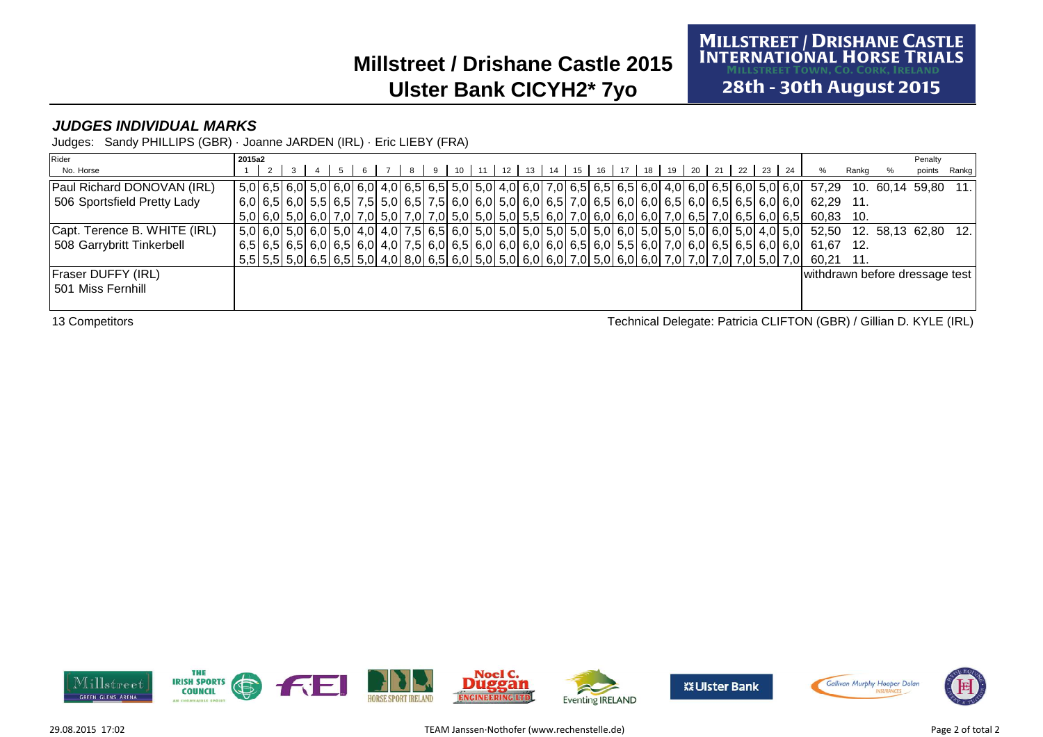# Millstreet / Drishane Castle 2015

## Ulster Bank CICYH2* 7yo

MILLSTREET / DRISHANE CASTLE INTERNATIONAL HORSE TRIALS
MILLSTREET TOWN, CO. CORK, IRELAND
28th - 30th August 2015

### *JUDGES INDIVIDUAL MARKS*

Judges: Sandy PHILLIPS (GBR) · Joanne JARDEN (IRL) · Eric LIEBY (FRA)

| Rider / No. Horse | 2015a2 1 | 2 | 3 | 4 | 5 | 6 | 7 | 8 | 9 | 10 | 11 | 12 | 13 | 14 | 15 | 16 | 17 | 18 | 19 | 20 | 21 | 22 | 23 | 24 | % | Rankg | % | Penalty points | Rankg |
|---|---|---|---|---|---|---|---|---|---|---|---|---|---|---|---|---|---|---|---|---|---|---|---|---|---|---|---|---|---|
| Paul Richard DONOVAN (IRL) | 5,0 | 6,5 | 6,0 | 5,0 | 6,0 | 6,0 | 4,0 | 6,5 | 6,5 | 5,0 | 5,0 | 4,0 | 6,0 | 7,0 | 6,5 | 6,5 | 6,5 | 6,0 | 4,0 | 6,0 | 6,5 | 6,0 | 5,0 | 6,0 | 57,29 | 10. | 60,14 | 59,80 | 11. |
| 506 Sportsfield Pretty Lady | 6,0 | 6,5 | 6,0 | 5,5 | 6,5 | 7,5 | 5,0 | 6,5 | 7,5 | 6,0 | 6,0 | 5,0 | 6,0 | 6,5 | 7,0 | 6,5 | 6,0 | 6,0 | 6,5 | 6,0 | 6,5 | 6,5 | 6,0 | 6,0 | 62,29 | 11. | | | |
| | 5,0 | 6,0 | 5,0 | 6,0 | 7,0 | 7,0 | 5,0 | 7,0 | 7,0 | 5,0 | 5,0 | 5,0 | 5,5 | 6,0 | 7,0 | 6,0 | 6,0 | 6,0 | 7,0 | 6,5 | 7,0 | 6,5 | 6,0 | 6,5 | 60,83 | 10. | | | |
| Capt. Terence B. WHITE (IRL) | 5,0 | 6,0 | 5,0 | 6,0 | 5,0 | 4,0 | 4,0 | 7,5 | 6,5 | 6,0 | 5,0 | 5,0 | 5,0 | 5,0 | 5,0 | 5,0 | 6,0 | 5,0 | 5,0 | 5,0 | 6,0 | 5,0 | 4,0 | 5,0 | 52,50 | 12. | 58,13 | 62,80 | 12. |
| 508 Garrybritt Tinkerbell | 6,5 | 6,5 | 6,5 | 6,0 | 6,5 | 6,0 | 4,0 | 7,5 | 6,0 | 6,5 | 6,0 | 6,0 | 6,0 | 6,0 | 6,5 | 6,0 | 5,5 | 6,0 | 7,0 | 6,0 | 6,5 | 6,5 | 6,0 | 6,0 | 61,67 | 12. | | | |
| | 5,5 | 5,5 | 5,0 | 6,5 | 6,5 | 5,0 | 4,0 | 8,0 | 6,5 | 6,0 | 5,0 | 5,0 | 6,0 | 6,0 | 7,0 | 5,0 | 6,0 | 6,0 | 7,0 | 7,0 | 7,0 | 7,0 | 5,0 | 7,0 | 60,21 | 11. | | | |
| Fraser DUFFY (IRL) 501 Miss Fernhill | | | | | | | | | | | | | | | | | | | | | | | | | withdrawn before dressage test | | | | |

13 Competitors

Technical Delegate: Patricia CLIFTON (GBR) / Gillian D. KYLE (IRL)

29.08.2015 17:02

TEAM Janssen·Nothofer (www.rechenstelle.de)